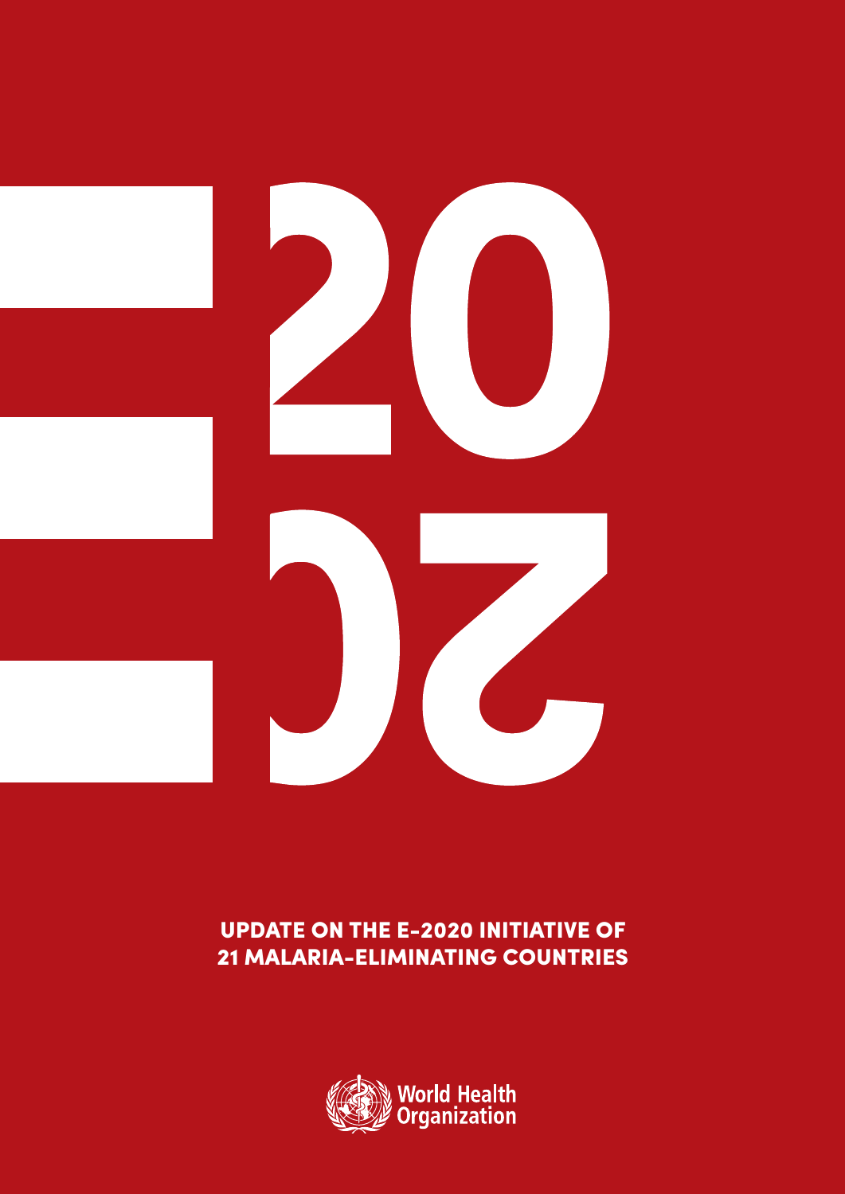# UPDATE ON THE E-2020 INITIATIVE OF 21 MALARIA-ELIMINATING COUNTRIES

World Health Organization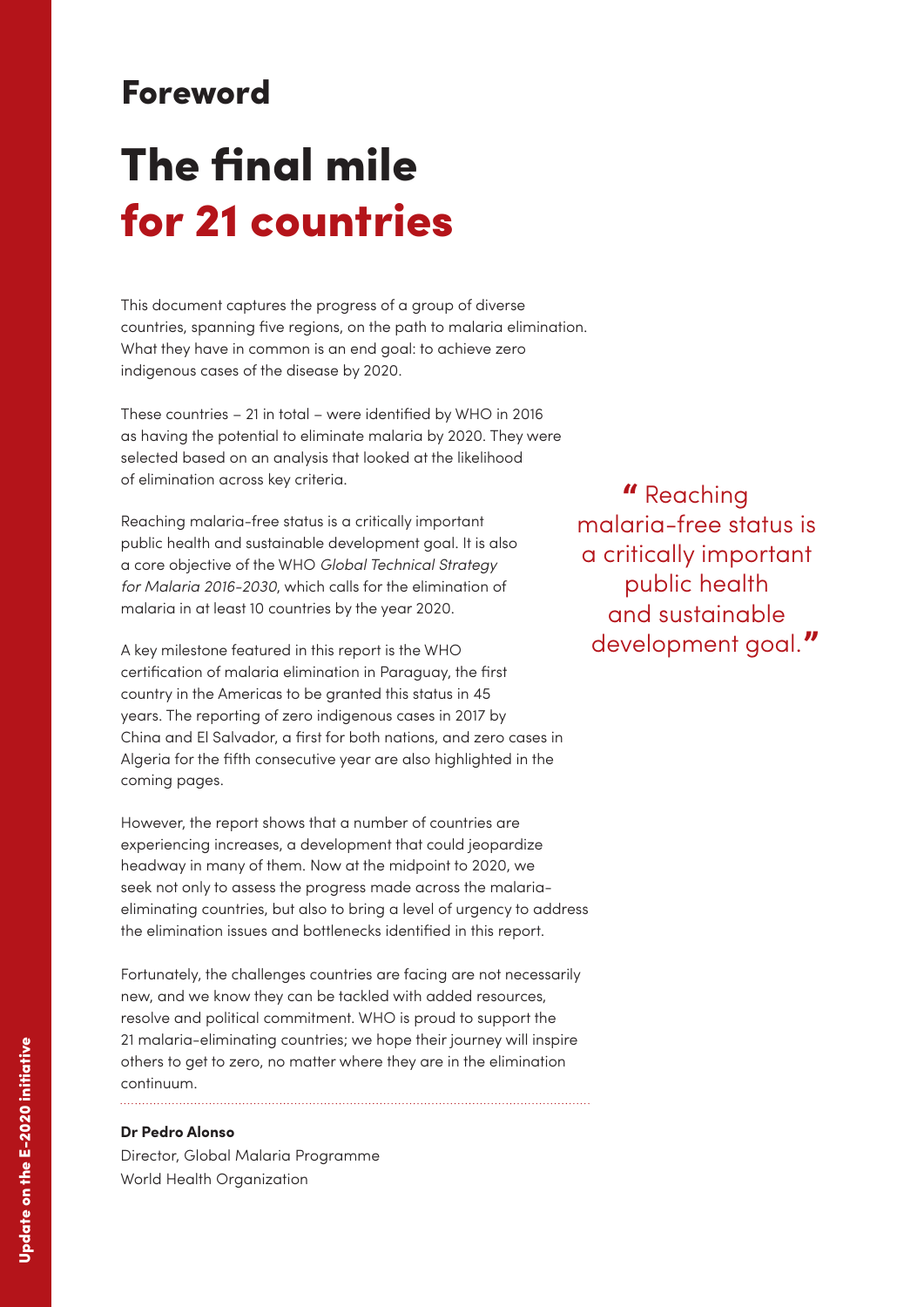## Foreword

# The final mile for 21 countries

This document captures the progress of a group of diverse countries, spanning five regions, on the path to malaria elimination. What they have in common is an end goal: to achieve zero indigenous cases of the disease by 2020.

These countries – 21 in total – were identified by WHO in 2016 as having the potential to eliminate malaria by 2020. They were selected based on an analysis that looked at the likelihood of elimination across key criteria.

Reaching malaria-free status is a critically important public health and sustainable development goal. It is also a core objective of the WHO *Global Technical Strategy for Malaria 2016-2030*, which calls for the elimination of malaria in at least 10 countries by the year 2020.

> "Reaching malaria-free status is a critically important public health and sustainable development goal."

A key milestone featured in this report is the WHO certification of malaria elimination in Paraguay, the first country in the Americas to be granted this status in 45 years. The reporting of zero indigenous cases in 2017 by China and El Salvador, a first for both nations, and zero cases in Algeria for the fifth consecutive year are also highlighted in the coming pages.

However, the report shows that a number of countries are experiencing increases, a development that could jeopardize headway in many of them. Now at the midpoint to 2020, we seek not only to assess the progress made across the malaria-eliminating countries, but also to bring a level of urgency to address the elimination issues and bottlenecks identified in this report.

Fortunately, the challenges countries are facing are not necessarily new, and we know they can be tackled with added resources, resolve and political commitment. WHO is proud to support the 21 malaria-eliminating countries; we hope their journey will inspire others to get to zero, no matter where they are in the elimination continuum.

**Dr Pedro Alonso**
Director, Global Malaria Programme
World Health Organization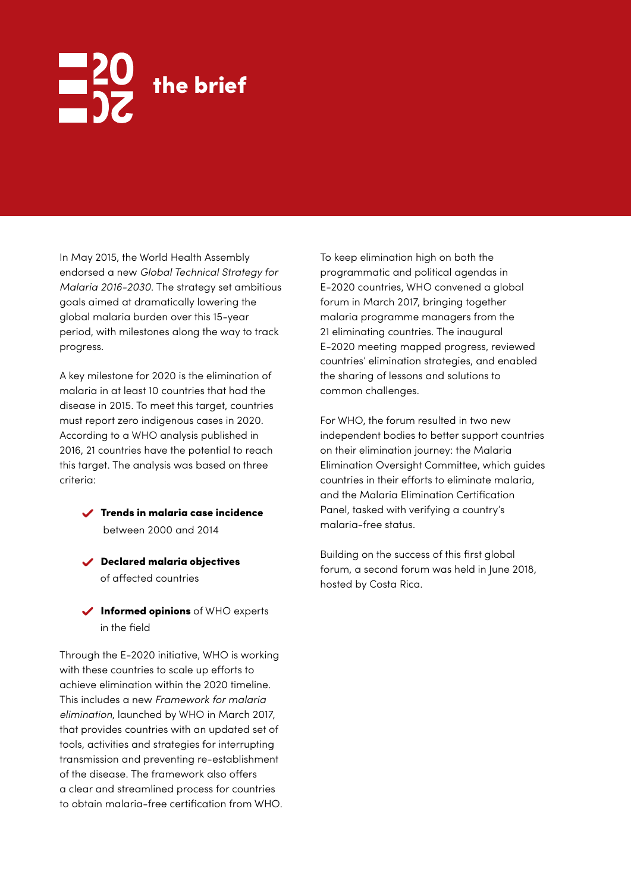# the brief

In May 2015, the World Health Assembly endorsed a new *Global Technical Strategy for Malaria 2016-2030*. The strategy set ambitious goals aimed at dramatically lowering the global malaria burden over this 15-year period, with milestones along the way to track progress.

A key milestone for 2020 is the elimination of malaria in at least 10 countries that had the disease in 2015. To meet this target, countries must report zero indigenous cases in 2020. According to a WHO analysis published in 2016, 21 countries have the potential to reach this target. The analysis was based on three criteria:

- **Trends in malaria case incidence** between 2000 and 2014
- **Declared malaria objectives** of affected countries
- **Informed opinions** of WHO experts in the field

Through the E-2020 initiative, WHO is working with these countries to scale up efforts to achieve elimination within the 2020 timeline. This includes a new *Framework for malaria elimination*, launched by WHO in March 2017, that provides countries with an updated set of tools, activities and strategies for interrupting transmission and preventing re-establishment of the disease. The framework also offers a clear and streamlined process for countries to obtain malaria-free certification from WHO.

To keep elimination high on both the programmatic and political agendas in E-2020 countries, WHO convened a global forum in March 2017, bringing together malaria programme managers from the 21 eliminating countries. The inaugural E-2020 meeting mapped progress, reviewed countries' elimination strategies, and enabled the sharing of lessons and solutions to common challenges.

For WHO, the forum resulted in two new independent bodies to better support countries on their elimination journey: the Malaria Elimination Oversight Committee, which guides countries in their efforts to eliminate malaria, and the Malaria Elimination Certification Panel, tasked with verifying a country's malaria-free status.

Building on the success of this first global forum, a second forum was held in June 2018, hosted by Costa Rica.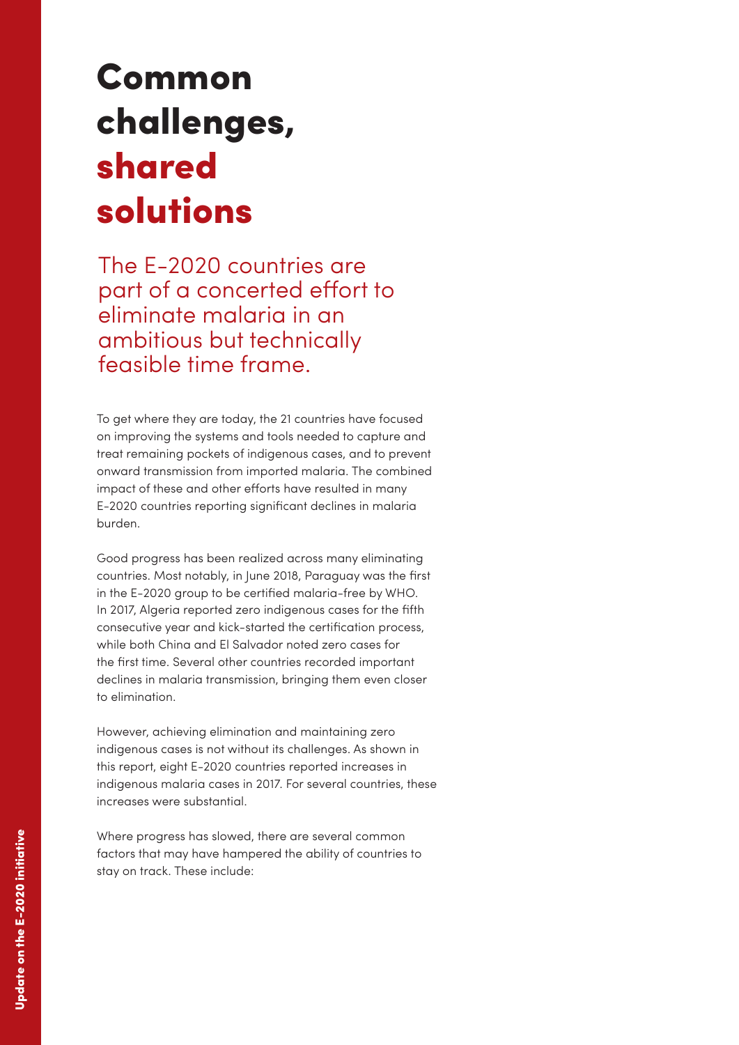# Common challenges, shared solutions

The E-2020 countries are part of a concerted effort to eliminate malaria in an ambitious but technically feasible time frame.

To get where they are today, the 21 countries have focused on improving the systems and tools needed to capture and treat remaining pockets of indigenous cases, and to prevent onward transmission from imported malaria. The combined impact of these and other efforts have resulted in many E-2020 countries reporting significant declines in malaria burden.

Good progress has been realized across many eliminating countries. Most notably, in June 2018, Paraguay was the first in the E-2020 group to be certified malaria-free by WHO. In 2017, Algeria reported zero indigenous cases for the fifth consecutive year and kick-started the certification process, while both China and El Salvador noted zero cases for the first time. Several other countries recorded important declines in malaria transmission, bringing them even closer to elimination.

However, achieving elimination and maintaining zero indigenous cases is not without its challenges. As shown in this report, eight E-2020 countries reported increases in indigenous malaria cases in 2017. For several countries, these increases were substantial.

Where progress has slowed, there are several common factors that may have hampered the ability of countries to stay on track. These include: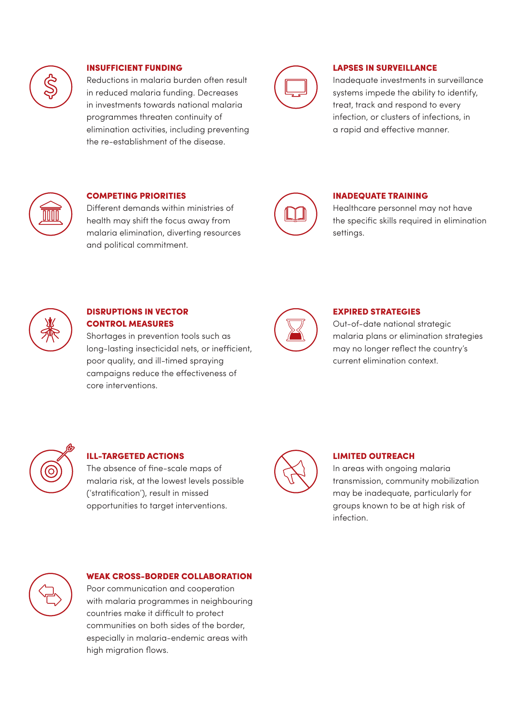### INSUFFICIENT FUNDING

Reductions in malaria burden often result in reduced malaria funding. Decreases in investments towards national malaria programmes threaten continuity of elimination activities, including preventing the re-establishment of the disease.

### LAPSES IN SURVEILLANCE

Inadequate investments in surveillance systems impede the ability to identify, treat, track and respond to every infection, or clusters of infections, in a rapid and effective manner.

### COMPETING PRIORITIES

Different demands within ministries of health may shift the focus away from malaria elimination, diverting resources and political commitment.

### INADEQUATE TRAINING

Healthcare personnel may not have the specific skills required in elimination settings.

### DISRUPTIONS IN VECTOR CONTROL MEASURES

Shortages in prevention tools such as long-lasting insecticidal nets, or inefficient, poor quality, and ill-timed spraying campaigns reduce the effectiveness of core interventions.

### EXPIRED STRATEGIES

Out-of-date national strategic malaria plans or elimination strategies may no longer reflect the country's current elimination context.

### ILL-TARGETED ACTIONS

The absence of fine-scale maps of malaria risk, at the lowest levels possible ('stratification'), result in missed opportunities to target interventions.

### LIMITED OUTREACH

In areas with ongoing malaria transmission, community mobilization may be inadequate, particularly for groups known to be at high risk of infection.

### WEAK CROSS-BORDER COLLABORATION

Poor communication and cooperation with malaria programmes in neighbouring countries make it difficult to protect communities on both sides of the border, especially in malaria-endemic areas with high migration flows.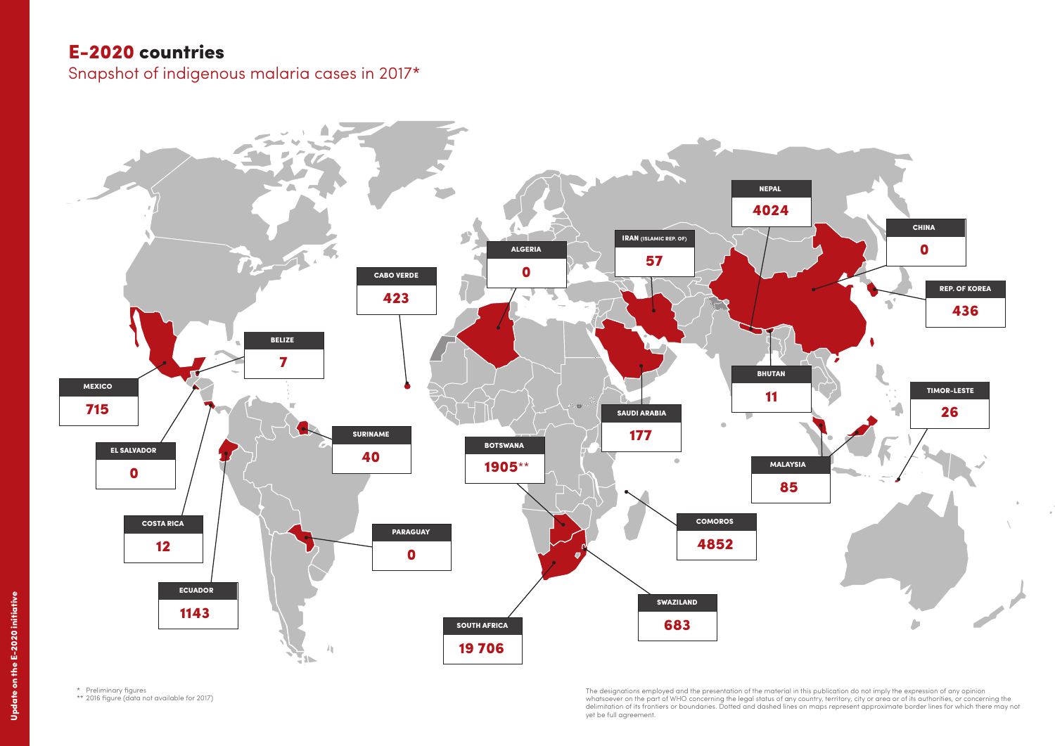# E-2020 countries

## Snapshot of indigenous malaria cases in 2017*

| Country | Indigenous malaria cases |
|---|---|
| MEXICO | 715 |
| BELIZE | 7 |
| EL SALVADOR | 0 |
| COSTA RICA | 12 |
| ECUADOR | 1143 |
| SURINAME | 40 |
| PARAGUAY | 0 |
| CABO VERDE | 423 |
| ALGERIA | 0 |
| BOTSWANA | 1905** |
| SOUTH AFRICA | 19 706 |
| SWAZILAND | 683 |
| COMOROS | 4852 |
| SAUDI ARABIA | 177 |
| IRAN (ISLAMIC REP. OF) | 57 |
| NEPAL | 4024 |
| BHUTAN | 11 |
| CHINA | 0 |
| REP. OF KOREA | 436 |
| MALAYSIA | 85 |
| TIMOR-LESTE | 26 |

\* Preliminary figures
\** 2016 figure (data not available for 2017)

The designations employed and the presentation of the material in this publication do not imply the expression of any opinion whatsoever on the part of WHO concerning the legal status of any country, territory, city or area or of its authorities, or concerning the delimitation of its frontiers or boundaries. Dotted and dashed lines on maps represent approximate border lines for which there may not yet be full agreement.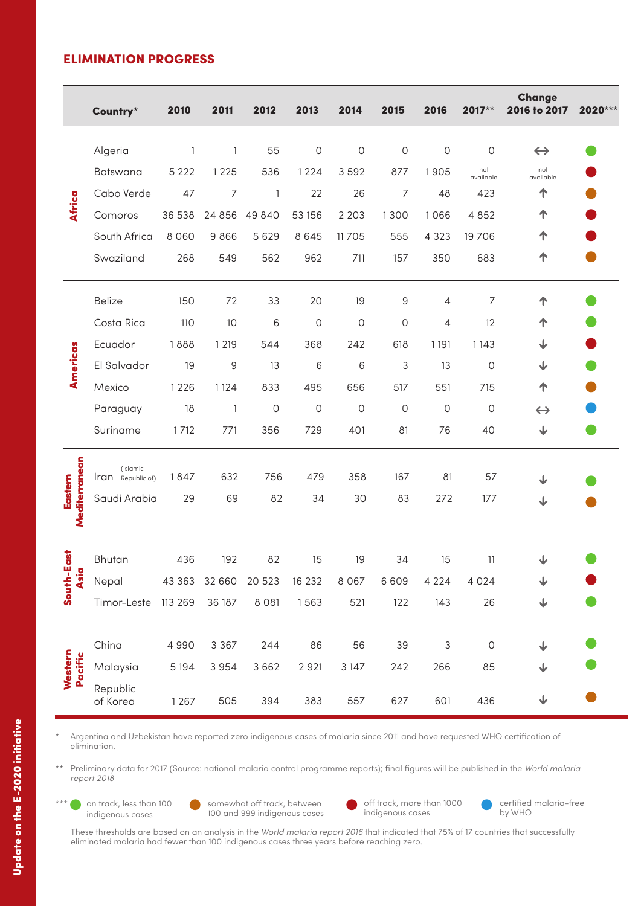## ELIMINATION PROGRESS

| | Country* | 2010 | 2011 | 2012 | 2013 | 2014 | 2015 | 2016 | 2017** | Change 2016 to 2017 | 2020*** |
|---|---|---|---|---|---|---|---|---|---|---|---|
| Africa | Algeria | 1 | 1 | 55 | 0 | 0 | 0 | 0 | 0 | ↔ | on track |
| | Botswana | 5 222 | 1 225 | 536 | 1 224 | 3 592 | 877 | 1 905 | not available | not available | off track |
| | Cabo Verde | 47 | 7 | 1 | 22 | 26 | 7 | 48 | 423 | ↑ | somewhat off track |
| | Comoros | 36 538 | 24 856 | 49 840 | 53 156 | 2 203 | 1 300 | 1 066 | 4 852 | ↑ | off track |
| | South Africa | 8 060 | 9 866 | 5 629 | 8 645 | 11 705 | 555 | 4 323 | 19 706 | ↑ | off track |
| | Swaziland | 268 | 549 | 562 | 962 | 711 | 157 | 350 | 683 | ↑ | somewhat off track |
| Americas | Belize | 150 | 72 | 33 | 20 | 19 | 9 | 4 | 7 | ↑ | on track |
| | Costa Rica | 110 | 10 | 6 | 0 | 0 | 0 | 4 | 12 | ↑ | on track |
| | Ecuador | 1 888 | 1 219 | 544 | 368 | 242 | 618 | 1 191 | 1 143 | ↓ | off track |
| | El Salvador | 19 | 9 | 13 | 6 | 6 | 3 | 13 | 0 | ↓ | on track |
| | Mexico | 1 226 | 1 124 | 833 | 495 | 656 | 517 | 551 | 715 | ↑ | somewhat off track |
| | Paraguay | 18 | 1 | 0 | 0 | 0 | 0 | 0 | 0 | ↔ | certified malaria-free by WHO |
| | Suriname | 1 712 | 771 | 356 | 729 | 401 | 81 | 76 | 40 | ↓ | on track |
| Eastern Mediterranean | Iran (Islamic Republic of) | 1 847 | 632 | 756 | 479 | 358 | 167 | 81 | 57 | ↓ | on track |
| | Saudi Arabia | 29 | 69 | 82 | 34 | 30 | 83 | 272 | 177 | ↓ | somewhat off track |
| South-East Asia | Bhutan | 436 | 192 | 82 | 15 | 19 | 34 | 15 | 11 | ↓ | on track |
| | Nepal | 43 363 | 32 660 | 20 523 | 16 232 | 8 067 | 6 609 | 4 224 | 4 024 | ↓ | off track |
| | Timor-Leste | 113 269 | 36 187 | 8 081 | 1 563 | 521 | 122 | 143 | 26 | ↓ | on track |
| Western Pacific | China | 4 990 | 3 367 | 244 | 86 | 56 | 39 | 3 | 0 | ↓ | on track |
| | Malaysia | 5 194 | 3 954 | 3 662 | 2 921 | 3 147 | 242 | 266 | 85 | ↓ | on track |
| | Republic of Korea | 1 267 | 505 | 394 | 383 | 557 | 627 | 601 | 436 | ↓ | somewhat off track |

\* Argentina and Uzbekistan have reported zero indigenous cases of malaria since 2011 and have requested WHO certification of elimination.

\*\* Preliminary data for 2017 (Source: national malaria control programme reports); final figures will be published in the *World malaria report 2018*

\*\*\* on track, less than 100 indigenous cases; somewhat off track, between 100 and 999 indigenous cases; off track, more than 1000 indigenous cases; certified malaria-free by WHO

These thresholds are based on an analysis in the *World malaria report 2016* that indicated that 75% of 17 countries that successfully eliminated malaria had fewer than 100 indigenous cases three years before reaching zero.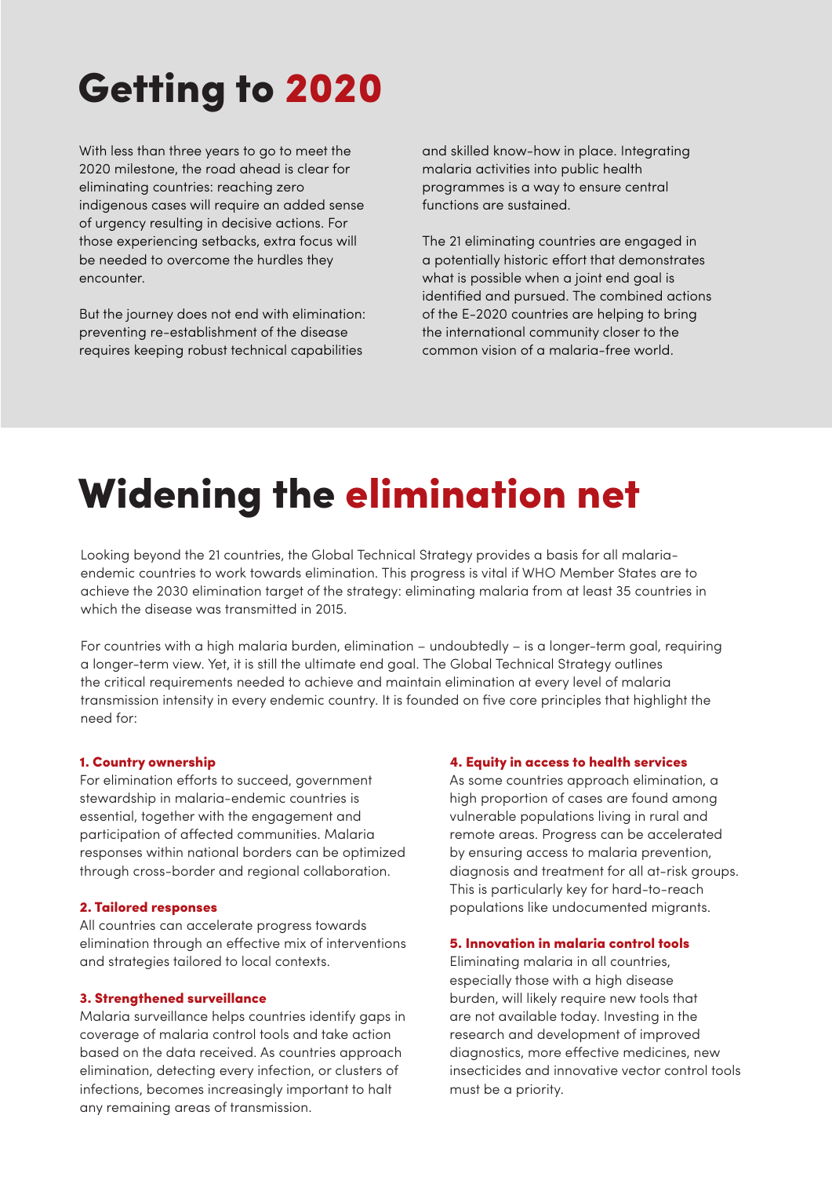# Getting to 2020

With less than three years to go to meet the 2020 milestone, the road ahead is clear for eliminating countries: reaching zero indigenous cases will require an added sense of urgency resulting in decisive actions. For those experiencing setbacks, extra focus will be needed to overcome the hurdles they encounter.

But the journey does not end with elimination: preventing re-establishment of the disease requires keeping robust technical capabilities and skilled know-how in place. Integrating malaria activities into public health programmes is a way to ensure central functions are sustained.

The 21 eliminating countries are engaged in a potentially historic effort that demonstrates what is possible when a joint end goal is identified and pursued. The combined actions of the E-2020 countries are helping to bring the international community closer to the common vision of a malaria-free world.

# Widening the elimination net

Looking beyond the 21 countries, the Global Technical Strategy provides a basis for all malaria-endemic countries to work towards elimination. This progress is vital if WHO Member States are to achieve the 2030 elimination target of the strategy: eliminating malaria from at least 35 countries in which the disease was transmitted in 2015.

For countries with a high malaria burden, elimination – undoubtedly – is a longer-term goal, requiring a longer-term view. Yet, it is still the ultimate end goal. The Global Technical Strategy outlines the critical requirements needed to achieve and maintain elimination at every level of malaria transmission intensity in every endemic country. It is founded on five core principles that highlight the need for:

**1. Country ownership**
For elimination efforts to succeed, government stewardship in malaria-endemic countries is essential, together with the engagement and participation of affected communities. Malaria responses within national borders can be optimized through cross-border and regional collaboration.

**2. Tailored responses**
All countries can accelerate progress towards elimination through an effective mix of interventions and strategies tailored to local contexts.

**3. Strengthened surveillance**
Malaria surveillance helps countries identify gaps in coverage of malaria control tools and take action based on the data received. As countries approach elimination, detecting every infection, or clusters of infections, becomes increasingly important to halt any remaining areas of transmission.

**4. Equity in access to health services**
As some countries approach elimination, a high proportion of cases are found among vulnerable populations living in rural and remote areas. Progress can be accelerated by ensuring access to malaria prevention, diagnosis and treatment for all at-risk groups. This is particularly key for hard-to-reach populations like undocumented migrants.

**5. Innovation in malaria control tools**
Eliminating malaria in all countries, especially those with a high disease burden, will likely require new tools that are not available today. Investing in the research and development of improved diagnostics, more effective medicines, new insecticides and innovative vector control tools must be a priority.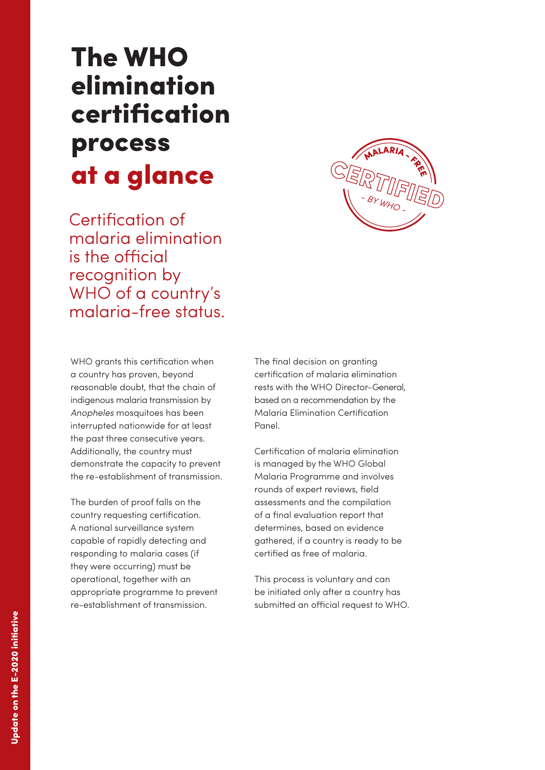# The WHO elimination certification process at a glance

Certification of malaria elimination is the official recognition by WHO of a country's malaria-free status.

WHO grants this certification when a country has proven, beyond reasonable doubt, that the chain of indigenous malaria transmission by *Anopheles* mosquitoes has been interrupted nationwide for at least the past three consecutive years. Additionally, the country must demonstrate the capacity to prevent the re-establishment of transmission.

The burden of proof falls on the country requesting certification. A national surveillance system capable of rapidly detecting and responding to malaria cases (if they were occurring) must be operational, together with an appropriate programme to prevent re-establishment of transmission.

The final decision on granting certification of malaria elimination rests with the WHO Director-General, based on a recommendation by the Malaria Elimination Certification Panel.

Certification of malaria elimination is managed by the WHO Global Malaria Programme and involves rounds of expert reviews, field assessments and the compilation of a final evaluation report that determines, based on evidence gathered, if a country is ready to be certified as free of malaria.

This process is voluntary and can be initiated only after a country has submitted an official request to WHO.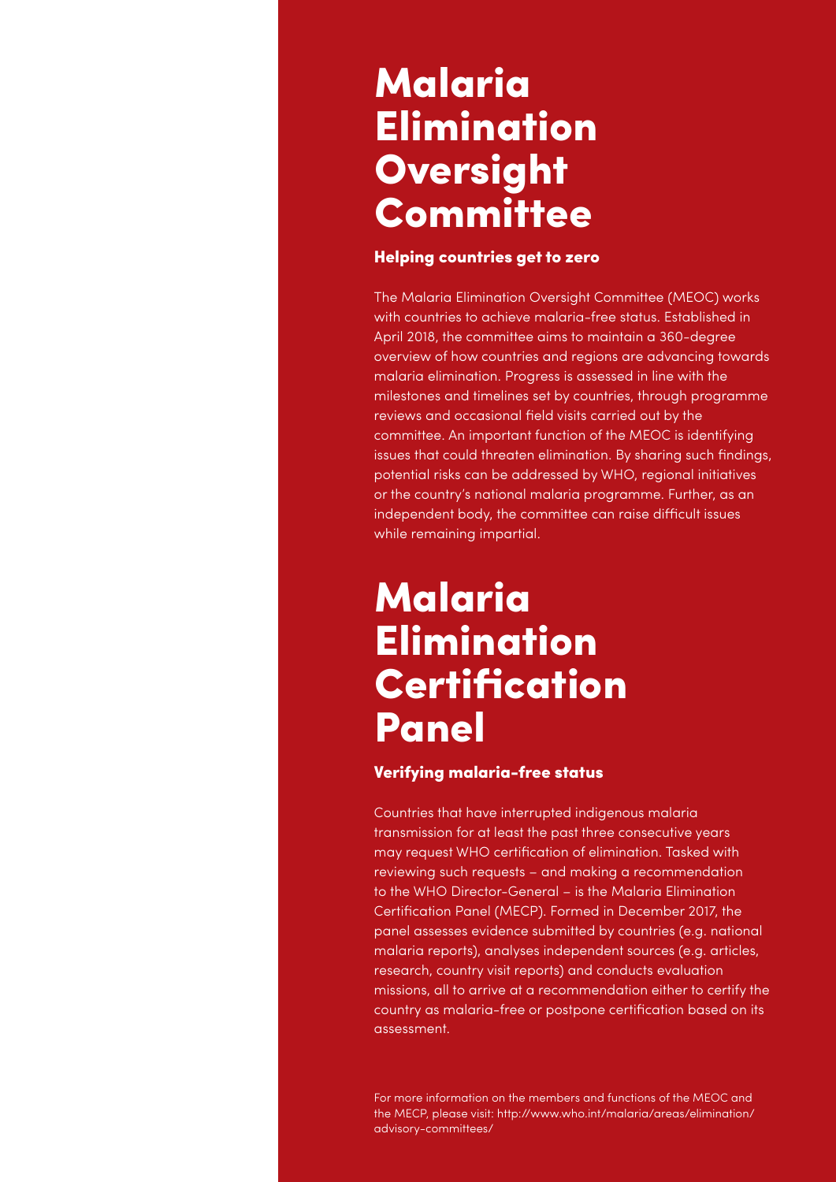# Malaria Elimination Oversight Committee

### Helping countries get to zero

The Malaria Elimination Oversight Committee (MEOC) works with countries to achieve malaria-free status. Established in April 2018, the committee aims to maintain a 360-degree overview of how countries and regions are advancing towards malaria elimination. Progress is assessed in line with the milestones and timelines set by countries, through programme reviews and occasional field visits carried out by the committee. An important function of the MEOC is identifying issues that could threaten elimination. By sharing such findings, potential risks can be addressed by WHO, regional initiatives or the country's national malaria programme. Further, as an independent body, the committee can raise difficult issues while remaining impartial.

# Malaria Elimination Certification Panel

### Verifying malaria-free status

Countries that have interrupted indigenous malaria transmission for at least the past three consecutive years may request WHO certification of elimination. Tasked with reviewing such requests – and making a recommendation to the WHO Director-General – is the Malaria Elimination Certification Panel (MECP). Formed in December 2017, the panel assesses evidence submitted by countries (e.g. national malaria reports), analyses independent sources (e.g. articles, research, country visit reports) and conducts evaluation missions, all to arrive at a recommendation either to certify the country as malaria-free or postpone certification based on its assessment.

For more information on the members and functions of the MEOC and the MECP, please visit: http://www.who.int/malaria/areas/elimination/advisory-committees/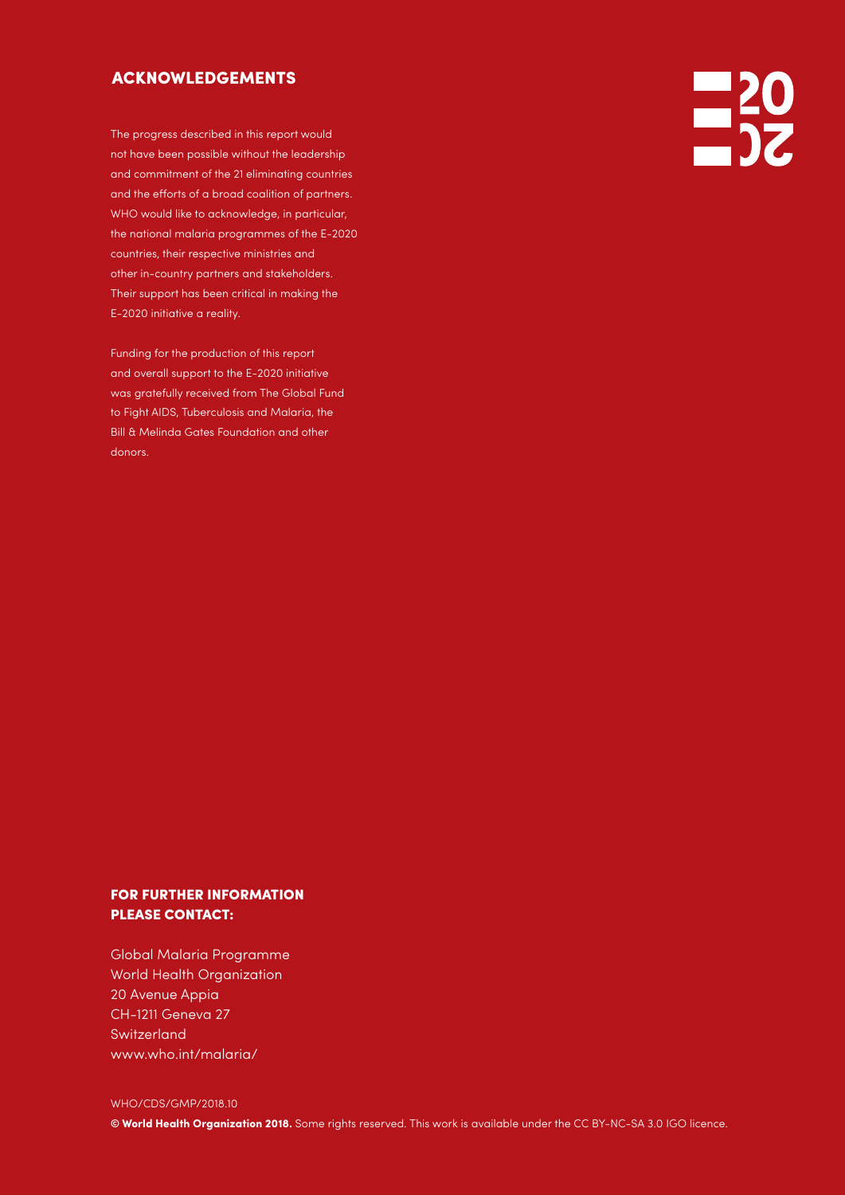## ACKNOWLEDGEMENTS

The progress described in this report would not have been possible without the leadership and commitment of the 21 eliminating countries and the efforts of a broad coalition of partners. WHO would like to acknowledge, in particular, the national malaria programmes of the E-2020 countries, their respective ministries and other in-country partners and stakeholders. Their support has been critical in making the E-2020 initiative a reality.

Funding for the production of this report and overall support to the E-2020 initiative was gratefully received from The Global Fund to Fight AIDS, Tuberculosis and Malaria, the Bill & Melinda Gates Foundation and other donors.

## FOR FURTHER INFORMATION PLEASE CONTACT:

Global Malaria Programme
World Health Organization
20 Avenue Appia
CH-1211 Geneva 27
Switzerland
www.who.int/malaria/

WHO/CDS/GMP/2018.10

**© World Health Organization 2018.** Some rights reserved. This work is available under the CC BY-NC-SA 3.0 IGO licence.